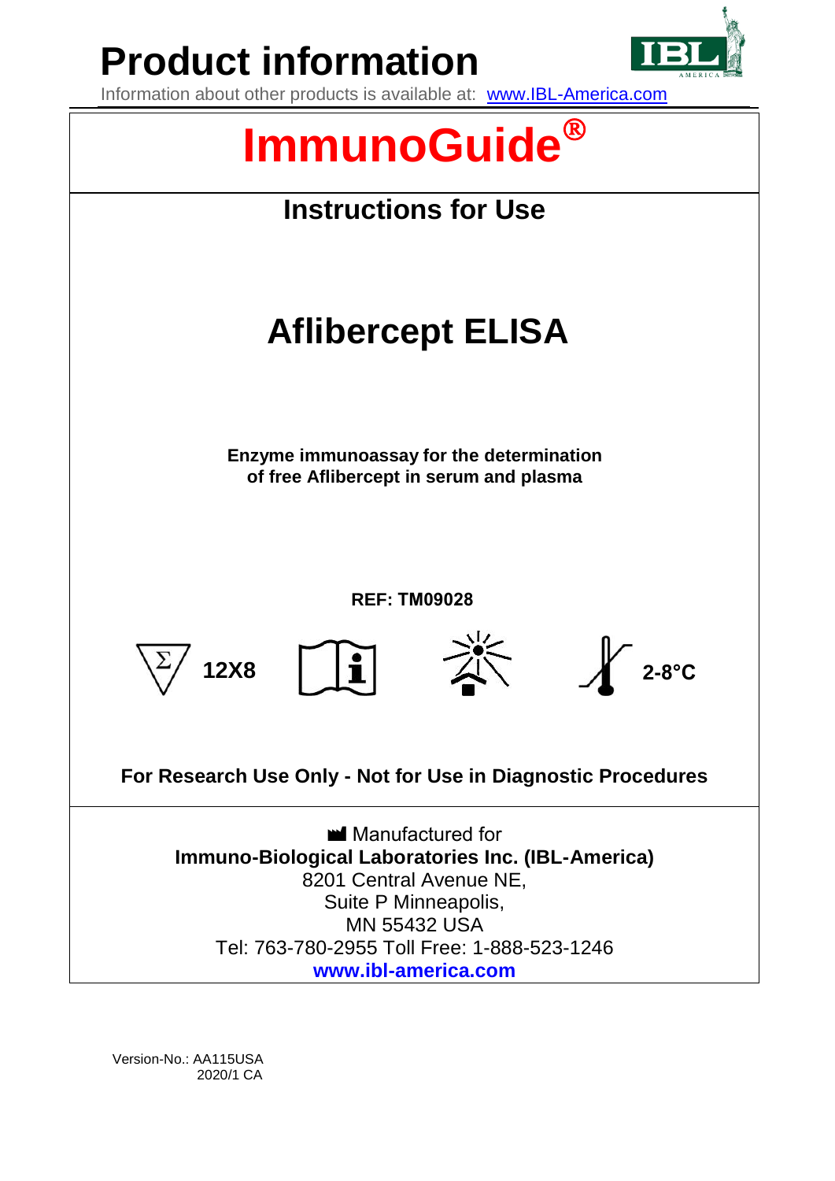# Product information

Information about other products is available at: www.IBL-America.com

# ImmunoGuide®

## Instructions for Use

# Aflibercept ELISA

**Enzyme immunoassay for the determination of free Aflibercept in serum and plasma**

**REF: TM09028**

**12X8**

**2-8°C**

**For Research Use Only - Not for Use in Diagnostic Procedures**

Manufactured for
**Immuno-Biological Laboratories Inc. (IBL-America)**
8201 Central Avenue NE,
Suite P Minneapolis,
MN 55432 USA
Tel: 763-780-2955 Toll Free: 1-888-523-1246
**www.ibl-america.com**

Version-No.: AA115USA
2020/1 CA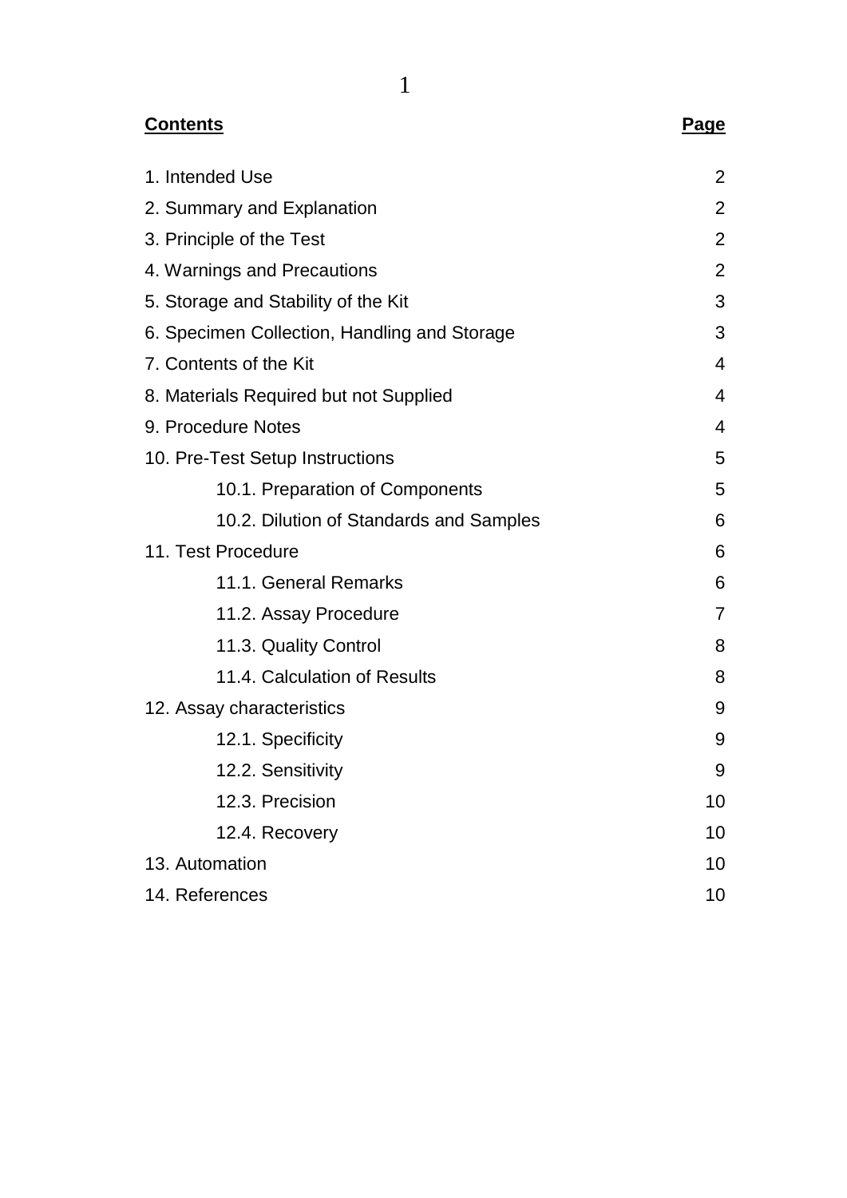| **Contents** | **Page** |
|---|---|
| 1. Intended Use | 2 |
| 2. Summary and Explanation | 2 |
| 3. Principle of the Test | 2 |
| 4. Warnings and Precautions | 2 |
| 5. Storage and Stability of the Kit | 3 |
| 6. Specimen Collection, Handling and Storage | 3 |
| 7. Contents of the Kit | 4 |
| 8. Materials Required but not Supplied | 4 |
| 9. Procedure Notes | 4 |
| 10. Pre-Test Setup Instructions | 5 |
| 10.1. Preparation of Components | 5 |
| 10.2. Dilution of Standards and Samples | 6 |
| 11. Test Procedure | 6 |
| 11.1. General Remarks | 6 |
| 11.2. Assay Procedure | 7 |
| 11.3. Quality Control | 8 |
| 11.4. Calculation of Results | 8 |
| 12. Assay characteristics | 9 |
| 12.1. Specificity | 9 |
| 12.2. Sensitivity | 9 |
| 12.3. Precision | 10 |
| 12.4. Recovery | 10 |
| 13. Automation | 10 |
| 14. References | 10 |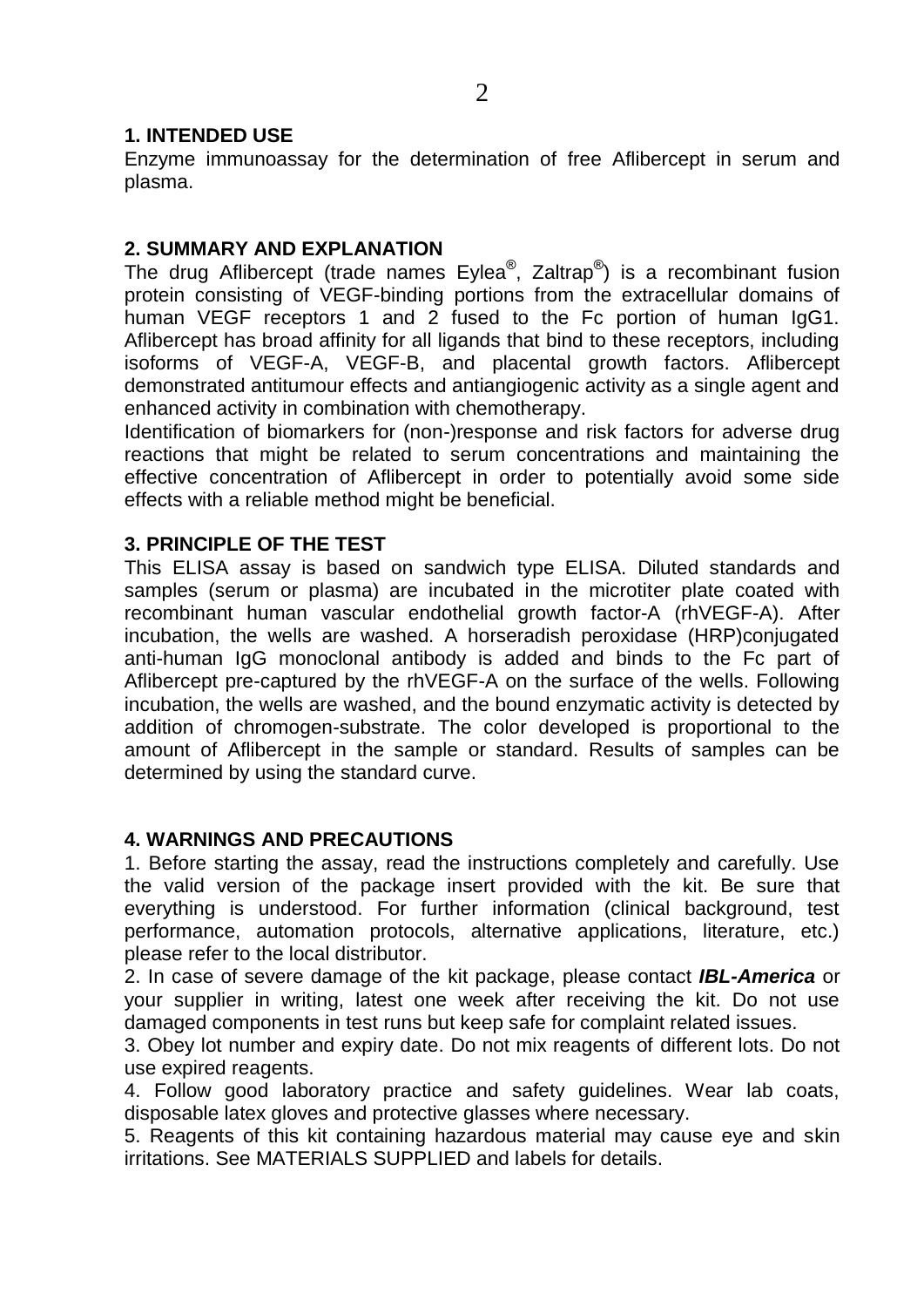## 1. INTENDED USE

Enzyme immunoassay for the determination of free Aflibercept in serum and plasma.

## 2. SUMMARY AND EXPLANATION

The drug Aflibercept (trade names Eylea®, Zaltrap®) is a recombinant fusion protein consisting of VEGF-binding portions from the extracellular domains of human VEGF receptors 1 and 2 fused to the Fc portion of human IgG1. Aflibercept has broad affinity for all ligands that bind to these receptors, including isoforms of VEGF-A, VEGF-B, and placental growth factors. Aflibercept demonstrated antitumour effects and antiangiogenic activity as a single agent and enhanced activity in combination with chemotherapy.

Identification of biomarkers for (non-)response and risk factors for adverse drug reactions that might be related to serum concentrations and maintaining the effective concentration of Aflibercept in order to potentially avoid some side effects with a reliable method might be beneficial.

## 3. PRINCIPLE OF THE TEST

This ELISA assay is based on sandwich type ELISA. Diluted standards and samples (serum or plasma) are incubated in the microtiter plate coated with recombinant human vascular endothelial growth factor-A (rhVEGF-A). After incubation, the wells are washed. A horseradish peroxidase (HRP)conjugated anti-human IgG monoclonal antibody is added and binds to the Fc part of Aflibercept pre-captured by the rhVEGF-A on the surface of the wells. Following incubation, the wells are washed, and the bound enzymatic activity is detected by addition of chromogen-substrate. The color developed is proportional to the amount of Aflibercept in the sample or standard. Results of samples can be determined by using the standard curve.

## 4. WARNINGS AND PRECAUTIONS

1. Before starting the assay, read the instructions completely and carefully. Use the valid version of the package insert provided with the kit. Be sure that everything is understood. For further information (clinical background, test performance, automation protocols, alternative applications, literature, etc.) please refer to the local distributor.
2. In case of severe damage of the kit package, please contact ***IBL-America*** or your supplier in writing, latest one week after receiving the kit. Do not use damaged components in test runs but keep safe for complaint related issues.
3. Obey lot number and expiry date. Do not mix reagents of different lots. Do not use expired reagents.
4. Follow good laboratory practice and safety guidelines. Wear lab coats, disposable latex gloves and protective glasses where necessary.
5. Reagents of this kit containing hazardous material may cause eye and skin irritations. See MATERIALS SUPPLIED and labels for details.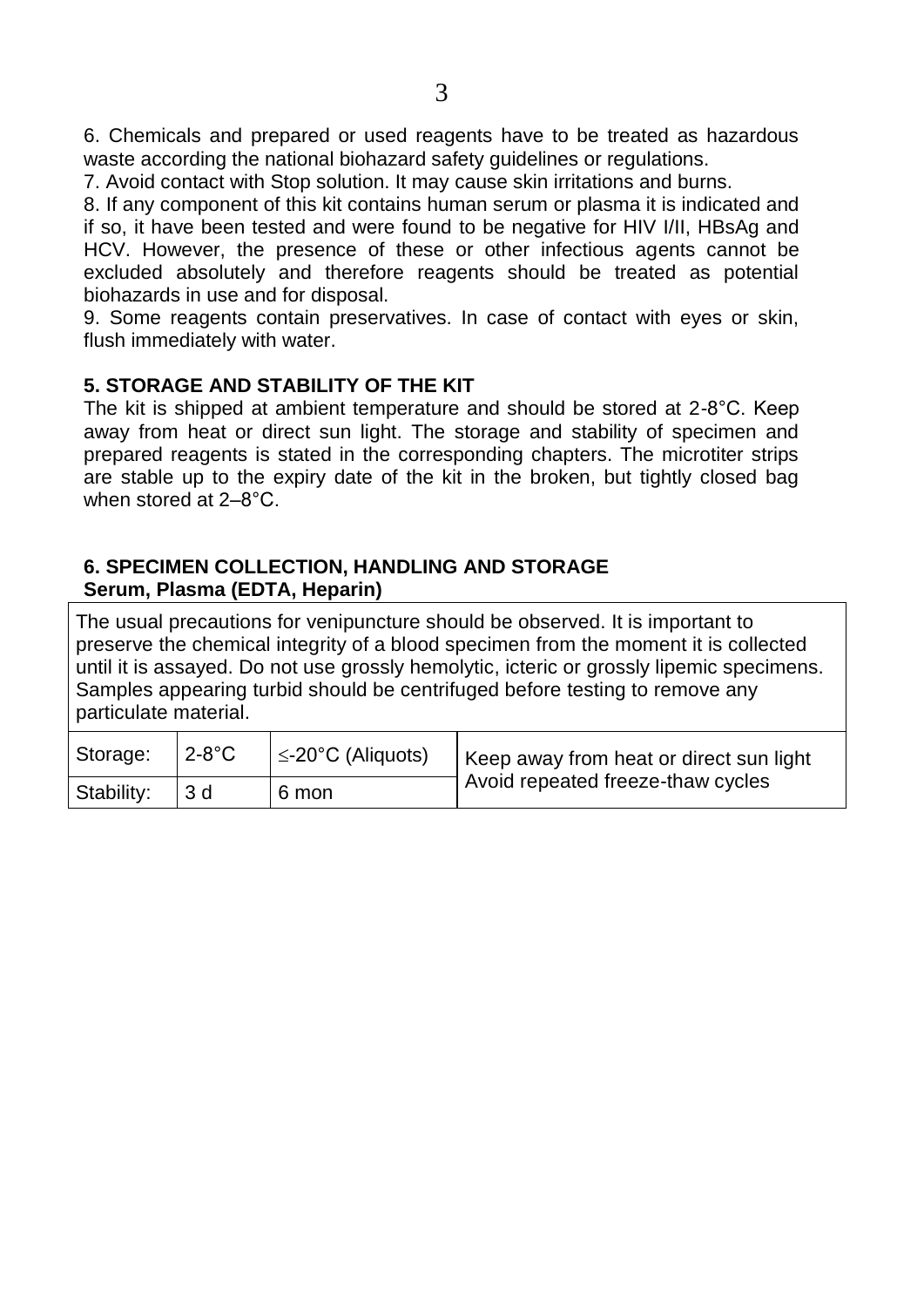6. Chemicals and prepared or used reagents have to be treated as hazardous waste according the national biohazard safety guidelines or regulations.
7. Avoid contact with Stop solution. It may cause skin irritations and burns.
8. If any component of this kit contains human serum or plasma it is indicated and if so, it have been tested and were found to be negative for HIV I/II, HBsAg and HCV. However, the presence of these or other infectious agents cannot be excluded absolutely and therefore reagents should be treated as potential biohazards in use and for disposal.
9. Some reagents contain preservatives. In case of contact with eyes or skin, flush immediately with water.

## 5. STORAGE AND STABILITY OF THE KIT

The kit is shipped at ambient temperature and should be stored at 2-8°C. Keep away from heat or direct sun light. The storage and stability of specimen and prepared reagents is stated in the corresponding chapters. The microtiter strips are stable up to the expiry date of the kit in the broken, but tightly closed bag when stored at 2–8°C.

## 6. SPECIMEN COLLECTION, HANDLING AND STORAGE

**Serum, Plasma (EDTA, Heparin)**

The usual precautions for venipuncture should be observed. It is important to preserve the chemical integrity of a blood specimen from the moment it is collected until it is assayed. Do not use grossly hemolytic, icteric or grossly lipemic specimens. Samples appearing turbid should be centrifuged before testing to remove any particulate material.

| Storage: | 2-8°C | ≤-20°C (Aliquots) | Keep away from heat or direct sun light<br>Avoid repeated freeze-thaw cycles |
|---|---|---|---|
| Stability: | 3 d | 6 mon | |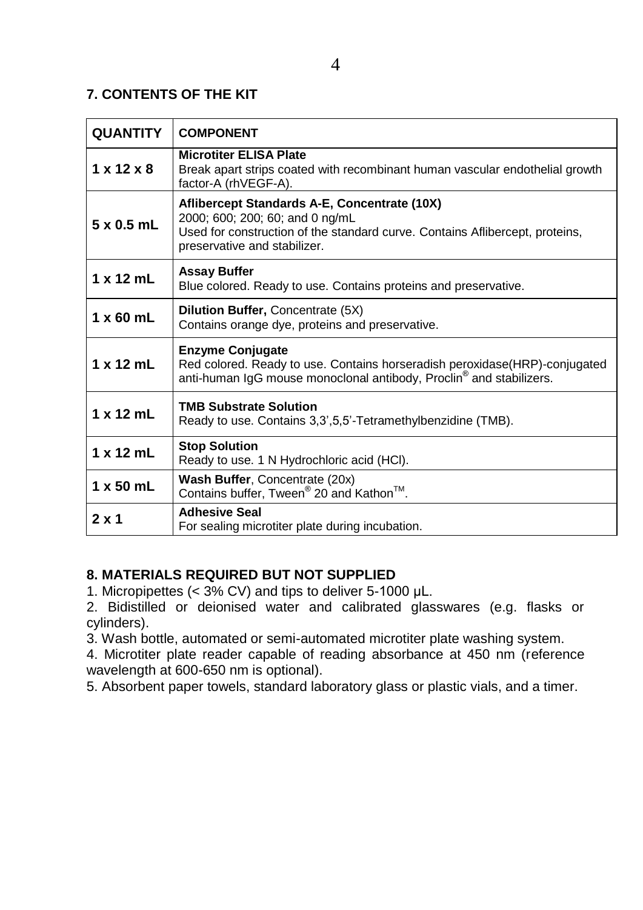## 7. CONTENTS OF THE KIT

| QUANTITY | COMPONENT |
|---|---|
| 1 x 12 x 8 | **Microtiter ELISA Plate**<br>Break apart strips coated with recombinant human vascular endothelial growth factor-A (rhVEGF-A). |
| 5 x 0.5 mL | **Aflibercept Standards A-E, Concentrate (10X)**<br>2000; 600; 200; 60; and 0 ng/mL<br>Used for construction of the standard curve. Contains Aflibercept, proteins, preservative and stabilizer. |
| 1 x 12 mL | **Assay Buffer**<br>Blue colored. Ready to use. Contains proteins and preservative. |
| 1 x 60 mL | **Dilution Buffer,** Concentrate (5X)<br>Contains orange dye, proteins and preservative. |
| 1 x 12 mL | **Enzyme Conjugate**<br>Red colored. Ready to use. Contains horseradish peroxidase(HRP)-conjugated anti-human IgG mouse monoclonal antibody, Proclin® and stabilizers. |
| 1 x 12 mL | **TMB Substrate Solution**<br>Ready to use. Contains 3,3',5,5'-Tetramethylbenzidine (TMB). |
| 1 x 12 mL | **Stop Solution**<br>Ready to use. 1 N Hydrochloric acid (HCl). |
| 1 x 50 mL | **Wash Buffer**, Concentrate (20x)<br>Contains buffer, Tween® 20 and Kathon™. |
| 2 x 1 | **Adhesive Seal**<br>For sealing microtiter plate during incubation. |

## 8. MATERIALS REQUIRED BUT NOT SUPPLIED

1. Micropipettes (< 3% CV) and tips to deliver 5-1000 µL.
2. Bidistilled or deionised water and calibrated glasswares (e.g. flasks or cylinders).
3. Wash bottle, automated or semi-automated microtiter plate washing system.
4. Microtiter plate reader capable of reading absorbance at 450 nm (reference wavelength at 600-650 nm is optional).
5. Absorbent paper towels, standard laboratory glass or plastic vials, and a timer.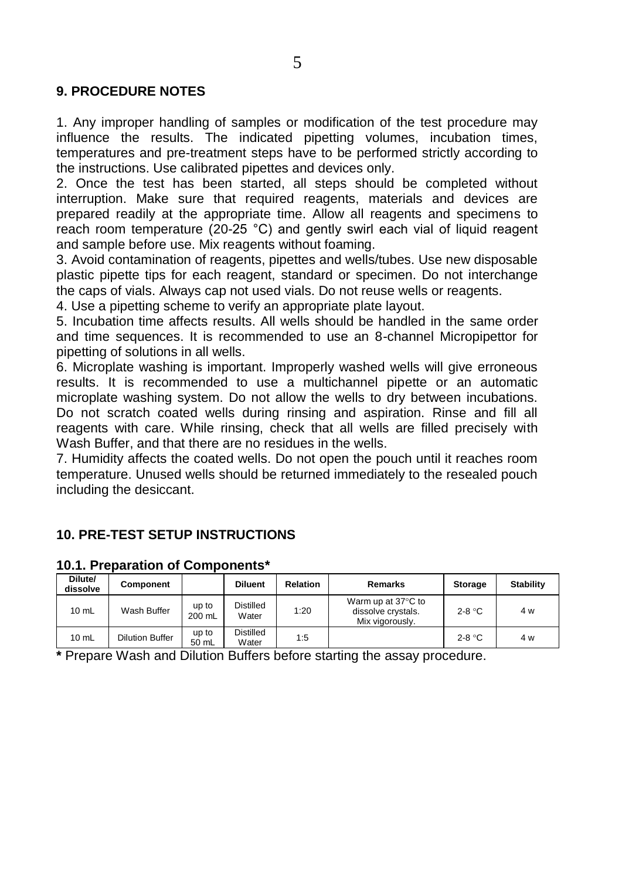## 9. PROCEDURE NOTES

1. Any improper handling of samples or modification of the test procedure may influence the results. The indicated pipetting volumes, incubation times, temperatures and pre-treatment steps have to be performed strictly according to the instructions. Use calibrated pipettes and devices only.
2. Once the test has been started, all steps should be completed without interruption. Make sure that required reagents, materials and devices are prepared readily at the appropriate time. Allow all reagents and specimens to reach room temperature (20-25 °C) and gently swirl each vial of liquid reagent and sample before use. Mix reagents without foaming.
3. Avoid contamination of reagents, pipettes and wells/tubes. Use new disposable plastic pipette tips for each reagent, standard or specimen. Do not interchange the caps of vials. Always cap not used vials. Do not reuse wells or reagents.
4. Use a pipetting scheme to verify an appropriate plate layout.
5. Incubation time affects results. All wells should be handled in the same order and time sequences. It is recommended to use an 8-channel Micropipettor for pipetting of solutions in all wells.
6. Microplate washing is important. Improperly washed wells will give erroneous results. It is recommended to use a multichannel pipette or an automatic microplate washing system. Do not allow the wells to dry between incubations. Do not scratch coated wells during rinsing and aspiration. Rinse and fill all reagents with care. While rinsing, check that all wells are filled precisely with Wash Buffer, and that there are no residues in the wells.
7. Humidity affects the coated wells. Do not open the pouch until it reaches room temperature. Unused wells should be returned immediately to the resealed pouch including the desiccant.

## 10. PRE-TEST SETUP INSTRUCTIONS

### 10.1. Preparation of Components*

| Dilute/ dissolve | Component | | Diluent | Relation | Remarks | Storage | Stability |
|---|---|---|---|---|---|---|---|
| 10 mL | Wash Buffer | up to 200 mL | Distilled Water | 1:20 | Warm up at 37°C to dissolve crystals. Mix vigorously. | 2-8 °C | 4 w |
| 10 mL | Dilution Buffer | up to 50 mL | Distilled Water | 1:5 | | 2-8 °C | 4 w |

**\*** Prepare Wash and Dilution Buffers before starting the assay procedure.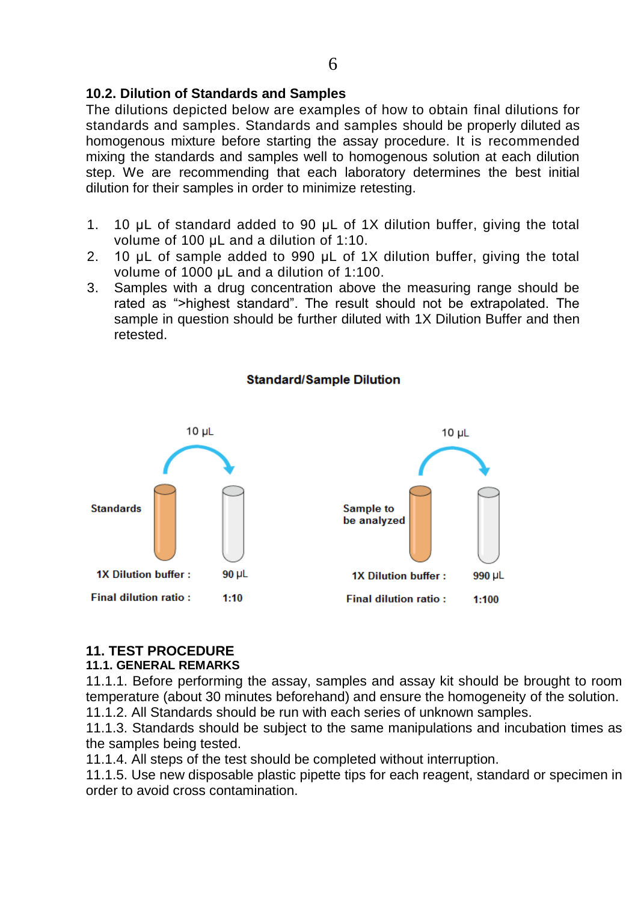## 10.2. Dilution of Standards and Samples

The dilutions depicted below are examples of how to obtain final dilutions for standards and samples. Standards and samples should be properly diluted as homogenous mixture before starting the assay procedure. It is recommended mixing the standards and samples well to homogenous solution at each dilution step. We are recommending that each laboratory determines the best initial dilution for their samples in order to minimize retesting.

1. 10 µL of standard added to 90 µL of 1X dilution buffer, giving the total volume of 100 µL and a dilution of 1:10.
2. 10 µL of sample added to 990 µL of 1X dilution buffer, giving the total volume of 1000 µL and a dilution of 1:100.
3. Samples with a drug concentration above the measuring range should be rated as ">highest standard". The result should not be extrapolated. The sample in question should be further diluted with 1X Dilution Buffer and then retested.

**Standard/Sample Dilution**

| | Standards | Sample to be analyzed |
|---|---|---|
| Transfer volume | 10 µL | 10 µL |
| 1X Dilution buffer : | 90 µL | 990 µL |
| Final dilution ratio : | 1:10 | 1:100 |

## 11. TEST PROCEDURE

### 11.1. GENERAL REMARKS

11.1.1. Before performing the assay, samples and assay kit should be brought to room temperature (about 30 minutes beforehand) and ensure the homogeneity of the solution.

11.1.2. All Standards should be run with each series of unknown samples.

11.1.3. Standards should be subject to the same manipulations and incubation times as the samples being tested.

11.1.4. All steps of the test should be completed without interruption.

11.1.5. Use new disposable plastic pipette tips for each reagent, standard or specimen in order to avoid cross contamination.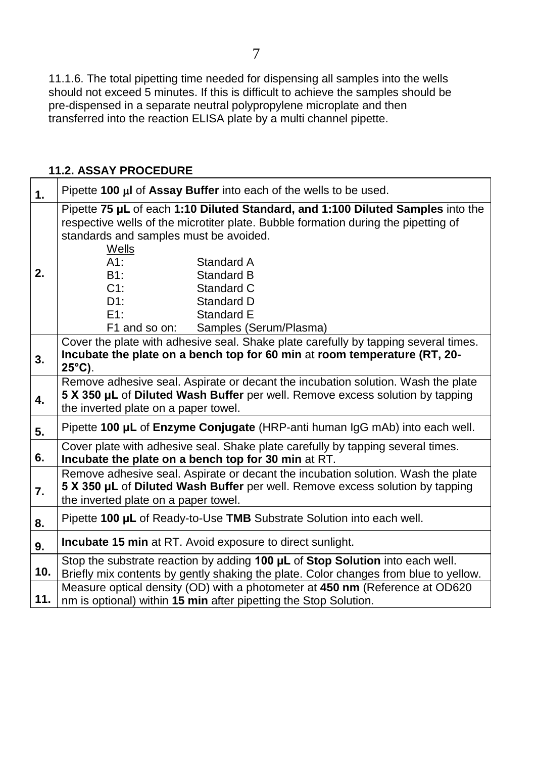11.1.6. The total pipetting time needed for dispensing all samples into the wells should not exceed 5 minutes. If this is difficult to achieve the samples should be pre-dispensed in a separate neutral polypropylene microplate and then transferred into the reaction ELISA plate by a multi channel pipette.

### 11.2. ASSAY PROCEDURE

| | |
|---|---|
| **1.** | Pipette **100 µl** of **Assay Buffer** into each of the wells to be used. |
| **2.** | Pipette **75 µL** of each **1:10 Diluted Standard, and 1:100 Diluted Samples** into the respective wells of the microtiter plate. Bubble formation during the pipetting of standards and samples must be avoided.<br>Wells<br>A1: Standard A<br>B1: Standard B<br>C1: Standard C<br>D1: Standard D<br>E1: Standard E<br>F1 and so on: Samples (Serum/Plasma) |
| **3.** | Cover the plate with adhesive seal. Shake plate carefully by tapping several times. **Incubate the plate on a bench top for 60 min** at **room temperature (RT, 20-25°C)**. |
| **4.** | Remove adhesive seal. Aspirate or decant the incubation solution. Wash the plate **5 X 350 µL** of **Diluted Wash Buffer** per well. Remove excess solution by tapping the inverted plate on a paper towel. |
| **5.** | Pipette **100 µL** of **Enzyme Conjugate** (HRP-anti human IgG mAb) into each well. |
| **6.** | Cover plate with adhesive seal. Shake plate carefully by tapping several times. **Incubate the plate on a bench top for 30 min** at RT. |
| **7.** | Remove adhesive seal. Aspirate or decant the incubation solution. Wash the plate **5 X 350 µL** of **Diluted Wash Buffer** per well. Remove excess solution by tapping the inverted plate on a paper towel. |
| **8.** | Pipette **100 µL** of Ready-to-Use **TMB** Substrate Solution into each well. |
| **9.** | **Incubate 15 min** at RT. Avoid exposure to direct sunlight. |
| **10.** | Stop the substrate reaction by adding **100 µL** of **Stop Solution** into each well. Briefly mix contents by gently shaking the plate. Color changes from blue to yellow. |
| **11.** | Measure optical density (OD) with a photometer at **450 nm** (Reference at OD620 nm is optional) within **15 min** after pipetting the Stop Solution. |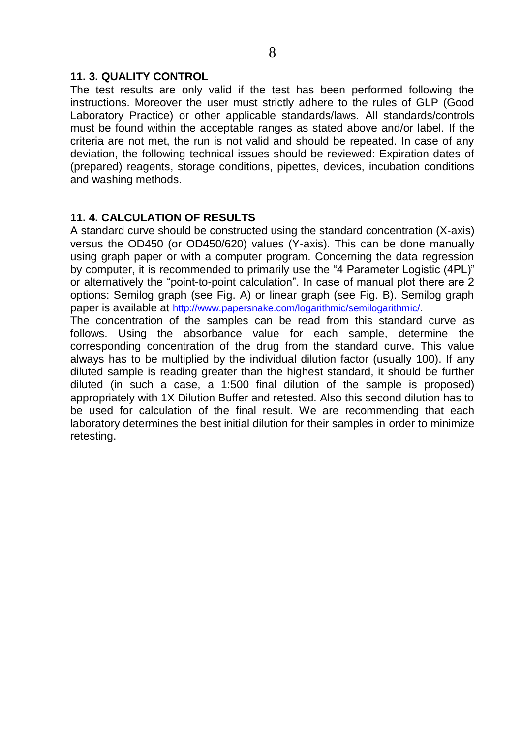### 11. 3. QUALITY CONTROL

The test results are only valid if the test has been performed following the instructions. Moreover the user must strictly adhere to the rules of GLP (Good Laboratory Practice) or other applicable standards/laws. All standards/controls must be found within the acceptable ranges as stated above and/or label. If the criteria are not met, the run is not valid and should be repeated. In case of any deviation, the following technical issues should be reviewed: Expiration dates of (prepared) reagents, storage conditions, pipettes, devices, incubation conditions and washing methods.

### 11. 4. CALCULATION OF RESULTS

A standard curve should be constructed using the standard concentration (X-axis) versus the OD450 (or OD450/620) values (Y-axis). This can be done manually using graph paper or with a computer program. Concerning the data regression by computer, it is recommended to primarily use the "4 Parameter Logistic (4PL)" or alternatively the "point-to-point calculation". In case of manual plot there are 2 options: Semilog graph (see Fig. A) or linear graph (see Fig. B). Semilog graph paper is available at http://www.papersnake.com/logarithmic/semilogarithmic/.

The concentration of the samples can be read from this standard curve as follows. Using the absorbance value for each sample, determine the corresponding concentration of the drug from the standard curve. This value always has to be multiplied by the individual dilution factor (usually 100). If any diluted sample is reading greater than the highest standard, it should be further diluted (in such a case, a 1:500 final dilution of the sample is proposed) appropriately with 1X Dilution Buffer and retested. Also this second dilution has to be used for calculation of the final result. We are recommending that each laboratory determines the best initial dilution for their samples in order to minimize retesting.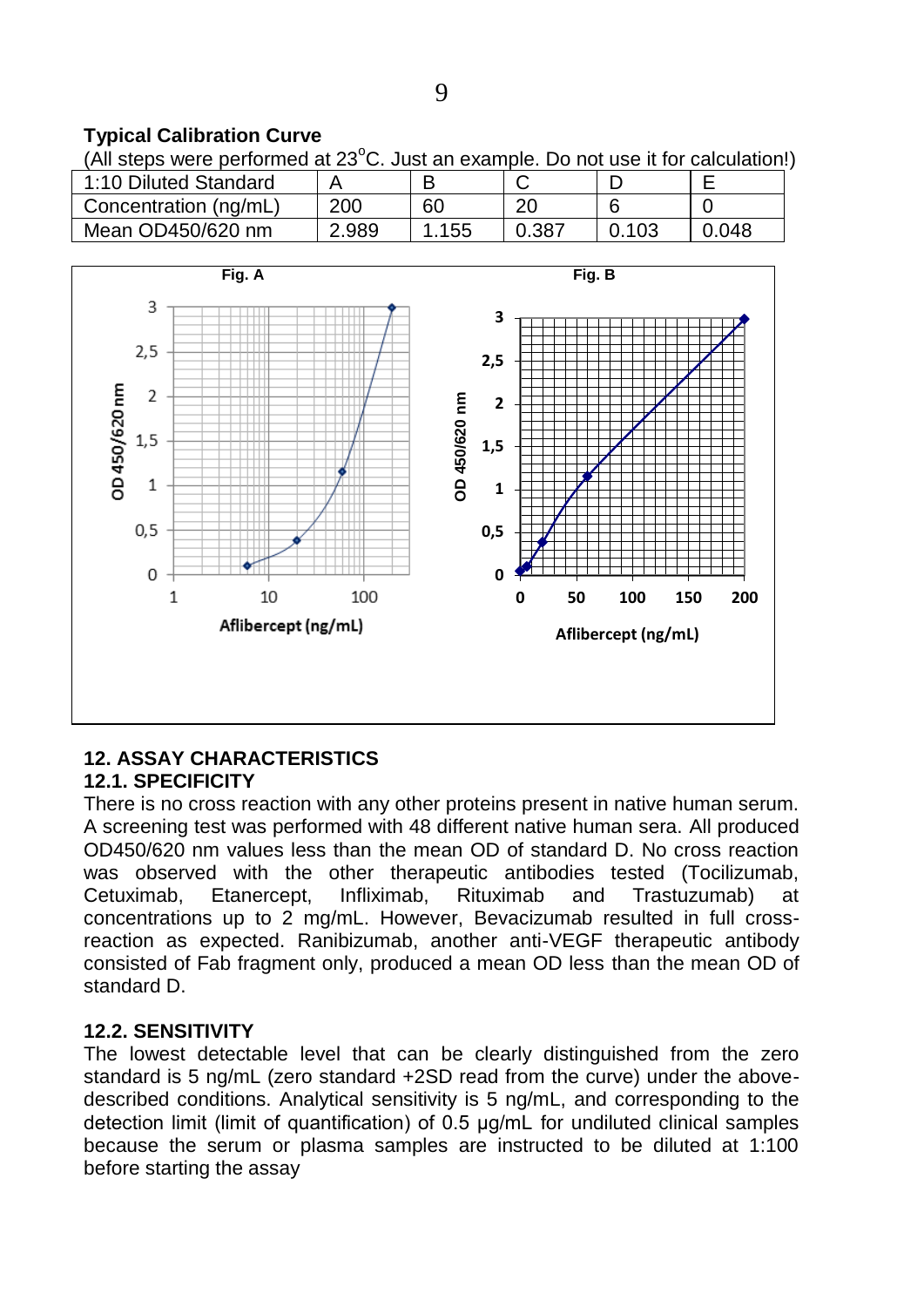**Typical Calibration Curve**

(All steps were performed at 23°C. Just an example. Do not use it for calculation!)

| 1:10 Diluted Standard | A | B | C | D | E |
|---|---|---|---|---|---|
| Concentration (ng/mL) | 200 | 60 | 20 | 6 | 0 |
| Mean OD450/620 nm | 2.989 | 1.155 | 0.387 | 0.103 | 0.048 |

Fig. A

Fig. B

## 12. ASSAY CHARACTERISTICS

### 12.1. SPECIFICITY

There is no cross reaction with any other proteins present in native human serum. A screening test was performed with 48 different native human sera. All produced OD450/620 nm values less than the mean OD of standard D. No cross reaction was observed with the other therapeutic antibodies tested (Tocilizumab, Cetuximab, Etanercept, Infliximab, Rituximab and Trastuzumab) at concentrations up to 2 mg/mL. However, Bevacizumab resulted in full cross-reaction as expected. Ranibizumab, another anti-VEGF therapeutic antibody consisted of Fab fragment only, produced a mean OD less than the mean OD of standard D.

### 12.2. SENSITIVITY

The lowest detectable level that can be clearly distinguished from the zero standard is 5 ng/mL (zero standard +2SD read from the curve) under the above-described conditions. Analytical sensitivity is 5 ng/mL, and corresponding to the detection limit (limit of quantification) of 0.5 µg/mL for undiluted clinical samples because the serum or plasma samples are instructed to be diluted at 1:100 before starting the assay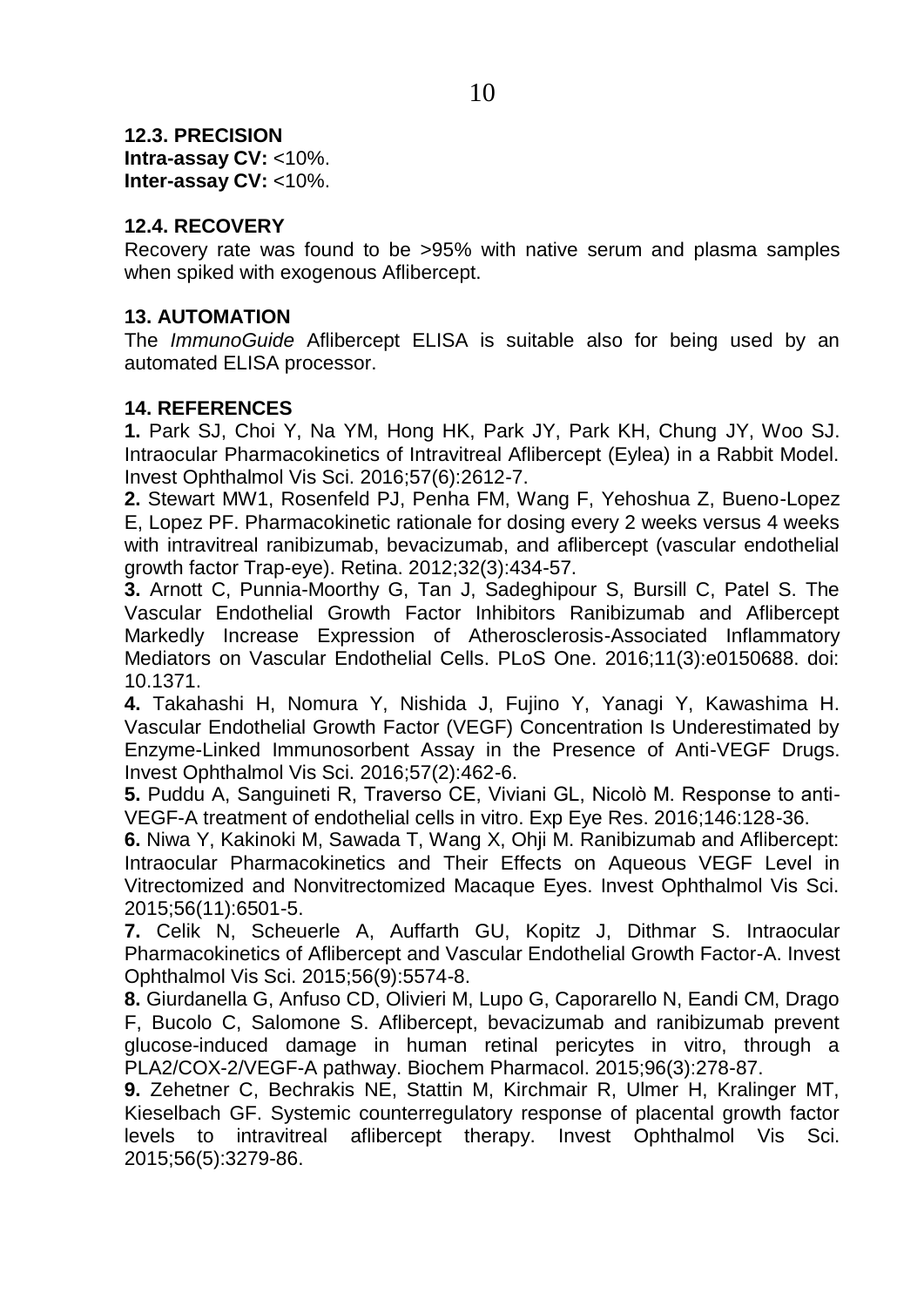### 12.3. PRECISION

**Intra-assay CV:** <10%.
**Inter-assay CV:** <10%.

### 12.4. RECOVERY

Recovery rate was found to be >95% with native serum and plasma samples when spiked with exogenous Aflibercept.

## 13. AUTOMATION

The *ImmunoGuide* Aflibercept ELISA is suitable also for being used by an automated ELISA processor.

## 14. REFERENCES

**1.** Park SJ, Choi Y, Na YM, Hong HK, Park JY, Park KH, Chung JY, Woo SJ. Intraocular Pharmacokinetics of Intravitreal Aflibercept (Eylea) in a Rabbit Model. Invest Ophthalmol Vis Sci. 2016;57(6):2612-7.

**2.** Stewart MW1, Rosenfeld PJ, Penha FM, Wang F, Yehoshua Z, Bueno-Lopez E, Lopez PF. Pharmacokinetic rationale for dosing every 2 weeks versus 4 weeks with intravitreal ranibizumab, bevacizumab, and aflibercept (vascular endothelial growth factor Trap-eye). Retina. 2012;32(3):434-57.

**3.** Arnott C, Punnia-Moorthy G, Tan J, Sadeghipour S, Bursill C, Patel S. The Vascular Endothelial Growth Factor Inhibitors Ranibizumab and Aflibercept Markedly Increase Expression of Atherosclerosis-Associated Inflammatory Mediators on Vascular Endothelial Cells. PLoS One. 2016;11(3):e0150688. doi: 10.1371.

**4.** Takahashi H, Nomura Y, Nishida J, Fujino Y, Yanagi Y, Kawashima H. Vascular Endothelial Growth Factor (VEGF) Concentration Is Underestimated by Enzyme-Linked Immunosorbent Assay in the Presence of Anti-VEGF Drugs. Invest Ophthalmol Vis Sci. 2016;57(2):462-6.

**5.** Puddu A, Sanguineti R, Traverso CE, Viviani GL, Nicolò M. Response to anti-VEGF-A treatment of endothelial cells in vitro. Exp Eye Res. 2016;146:128-36.

**6.** Niwa Y, Kakinoki M, Sawada T, Wang X, Ohji M. Ranibizumab and Aflibercept: Intraocular Pharmacokinetics and Their Effects on Aqueous VEGF Level in Vitrectomized and Nonvitrectomized Macaque Eyes. Invest Ophthalmol Vis Sci. 2015;56(11):6501-5.

**7.** Celik N, Scheuerle A, Auffarth GU, Kopitz J, Dithmar S. Intraocular Pharmacokinetics of Aflibercept and Vascular Endothelial Growth Factor-A. Invest Ophthalmol Vis Sci. 2015;56(9):5574-8.

**8.** Giurdanella G, Anfuso CD, Olivieri M, Lupo G, Caporarello N, Eandi CM, Drago F, Bucolo C, Salomone S. Aflibercept, bevacizumab and ranibizumab prevent glucose-induced damage in human retinal pericytes in vitro, through a PLA2/COX-2/VEGF-A pathway. Biochem Pharmacol. 2015;96(3):278-87.

**9.** Zehetner C, Bechrakis NE, Stattin M, Kirchmair R, Ulmer H, Kralinger MT, Kieselbach GF. Systemic counterregulatory response of placental growth factor levels to intravitreal aflibercept therapy. Invest Ophthalmol Vis Sci. 2015;56(5):3279-86.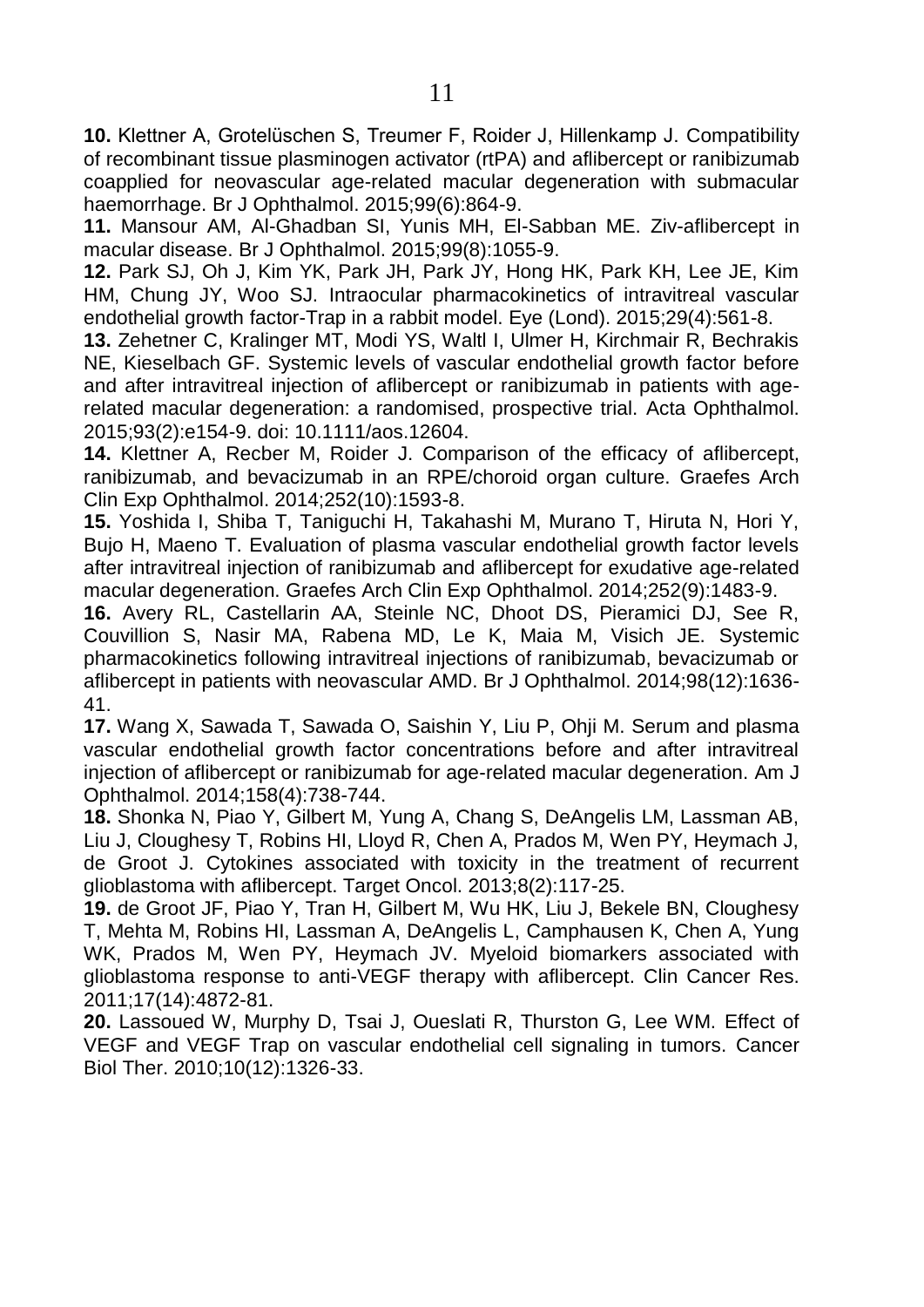**10.** Klettner A, Grotelüschen S, Treumer F, Roider J, Hillenkamp J. Compatibility of recombinant tissue plasminogen activator (rtPA) and aflibercept or ranibizumab coapplied for neovascular age-related macular degeneration with submacular haemorrhage. Br J Ophthalmol. 2015;99(6):864-9.

**11.** Mansour AM, Al-Ghadban SI, Yunis MH, El-Sabban ME. Ziv-aflibercept in macular disease. Br J Ophthalmol. 2015;99(8):1055-9.

**12.** Park SJ, Oh J, Kim YK, Park JH, Park JY, Hong HK, Park KH, Lee JE, Kim HM, Chung JY, Woo SJ. Intraocular pharmacokinetics of intravitreal vascular endothelial growth factor-Trap in a rabbit model. Eye (Lond). 2015;29(4):561-8.

**13.** Zehetner C, Kralinger MT, Modi YS, Waltl I, Ulmer H, Kirchmair R, Bechrakis NE, Kieselbach GF. Systemic levels of vascular endothelial growth factor before and after intravitreal injection of aflibercept or ranibizumab in patients with age-related macular degeneration: a randomised, prospective trial. Acta Ophthalmol. 2015;93(2):e154-9. doi: 10.1111/aos.12604.

**14.** Klettner A, Recber M, Roider J. Comparison of the efficacy of aflibercept, ranibizumab, and bevacizumab in an RPE/choroid organ culture. Graefes Arch Clin Exp Ophthalmol. 2014;252(10):1593-8.

**15.** Yoshida I, Shiba T, Taniguchi H, Takahashi M, Murano T, Hiruta N, Hori Y, Bujo H, Maeno T. Evaluation of plasma vascular endothelial growth factor levels after intravitreal injection of ranibizumab and aflibercept for exudative age-related macular degeneration. Graefes Arch Clin Exp Ophthalmol. 2014;252(9):1483-9.

**16.** Avery RL, Castellarin AA, Steinle NC, Dhoot DS, Pieramici DJ, See R, Couvillion S, Nasir MA, Rabena MD, Le K, Maia M, Visich JE. Systemic pharmacokinetics following intravitreal injections of ranibizumab, bevacizumab or aflibercept in patients with neovascular AMD. Br J Ophthalmol. 2014;98(12):1636-41.

**17.** Wang X, Sawada T, Sawada O, Saishin Y, Liu P, Ohji M. Serum and plasma vascular endothelial growth factor concentrations before and after intravitreal injection of aflibercept or ranibizumab for age-related macular degeneration. Am J Ophthalmol. 2014;158(4):738-744.

**18.** Shonka N, Piao Y, Gilbert M, Yung A, Chang S, DeAngelis LM, Lassman AB, Liu J, Cloughesy T, Robins HI, Lloyd R, Chen A, Prados M, Wen PY, Heymach J, de Groot J. Cytokines associated with toxicity in the treatment of recurrent glioblastoma with aflibercept. Target Oncol. 2013;8(2):117-25.

**19.** de Groot JF, Piao Y, Tran H, Gilbert M, Wu HK, Liu J, Bekele BN, Cloughesy T, Mehta M, Robins HI, Lassman A, DeAngelis L, Camphausen K, Chen A, Yung WK, Prados M, Wen PY, Heymach JV. Myeloid biomarkers associated with glioblastoma response to anti-VEGF therapy with aflibercept. Clin Cancer Res. 2011;17(14):4872-81.

**20.** Lassoued W, Murphy D, Tsai J, Oueslati R, Thurston G, Lee WM. Effect of VEGF and VEGF Trap on vascular endothelial cell signaling in tumors. Cancer Biol Ther. 2010;10(12):1326-33.